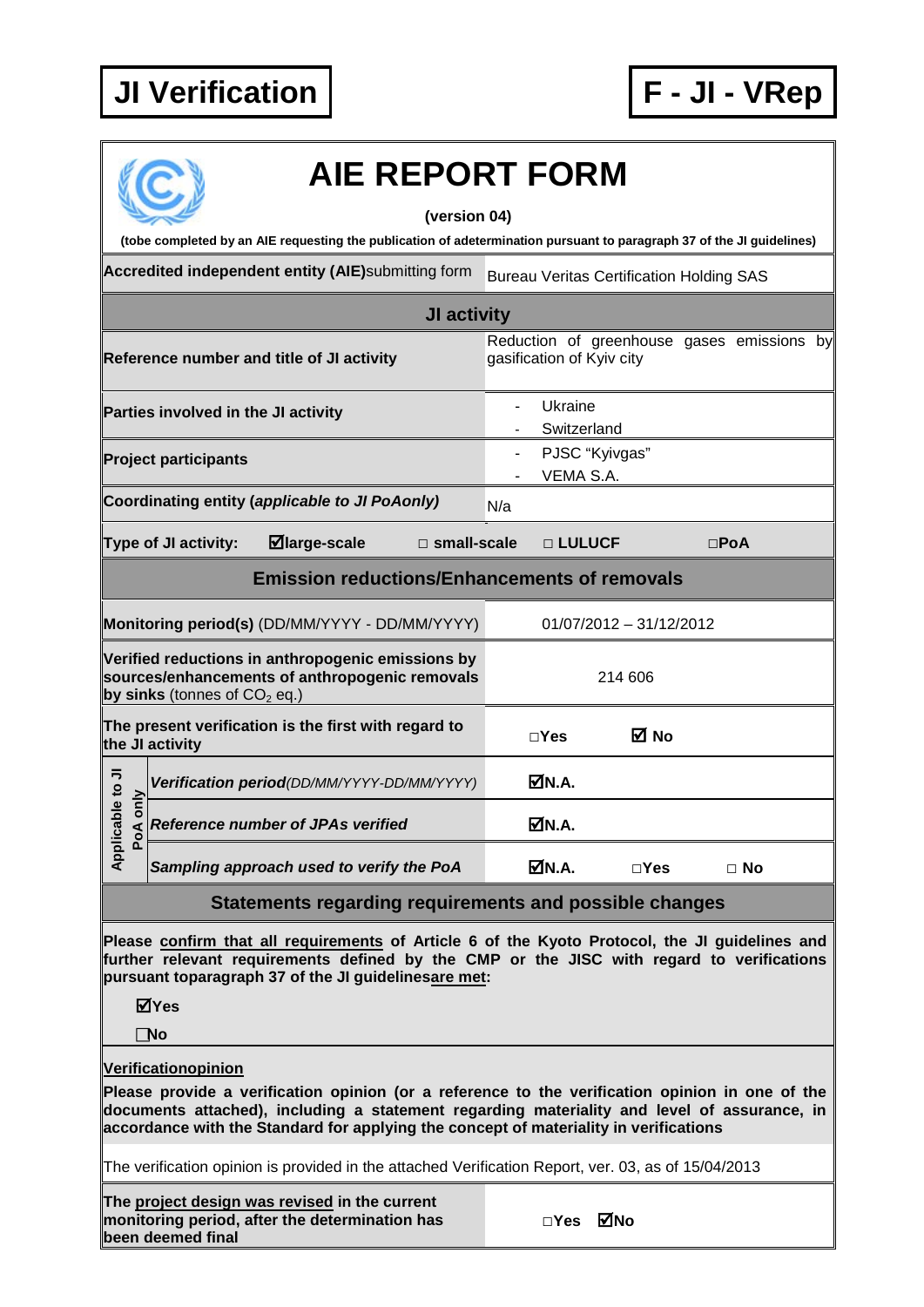# JI Verification

# F - JI - VRep

# AIE REPORT FORM

**(version 04)**

**(tobe completed by an AIE requesting the publication of adetermination pursuant to paragraph 37 of the JI guidelines)**

| **Accredited independent entity (AIE)**submitting form | Bureau Veritas Certification Holding SAS |
|---|---|
| **JI activity** | |
| **Reference number and title of JI activity** | Reduction of greenhouse gases emissions by gasification of Kyiv city |
| **Parties involved in the JI activity** | - Ukraine<br>- Switzerland |
| **Project participants** | - PJSC "Kyivgas"<br>- VEMA S.A. |
| **Coordinating entity (*applicable to JI PoAonly*)** | N/a |
| **Type of JI activity:** ☑**large-scale** □ **small-scale** | □ **LULUCF** □**PoA** |
| **Emission reductions/Enhancements of removals** | |
| **Monitoring period(s)** (DD/MM/YYYY - DD/MM/YYYY) | 01/07/2012 – 31/12/2012 |
| **Verified reductions in anthropogenic emissions by sources/enhancements of anthropogenic removals by sinks** (tonnes of $CO_2$ eq.) | 214 606 |
| **The present verification is the first with regard to the JI activity** | □**Yes** ☑ **No** |
| *Applicable to JI PoA only* – ***Verification period****(DD/MM/YYYY-DD/MM/YYYY)* | ☑**N.A.** |
| *Applicable to JI PoA only* – ***Reference number of JPAs verified*** | ☑**N.A.** |
| *Applicable to JI PoA only* – ***Sampling approach used to verify the PoA*** | ☑**N.A.** □**Yes** □ **No** |

**Statements regarding requirements and possible changes**

**Please confirm that all requirements of Article 6 of the Kyoto Protocol, the JI guidelines and further relevant requirements defined by the CMP or the JISC with regard to verifications pursuant toparagraph 37 of the JI guidelinesare met:**

☑**Yes**

☐**No**

**Verificationopinion**

**Please provide a verification opinion (or a reference to the verification opinion in one of the documents attached), including a statement regarding materiality and level of assurance, in accordance with the Standard for applying the concept of materiality in verifications**

The verification opinion is provided in the attached Verification Report, ver. 03, as of 15/04/2013

| **The project design was revised in the current monitoring period, after the determination has been deemed final** | □**Yes** ☑**No** |
|---|---|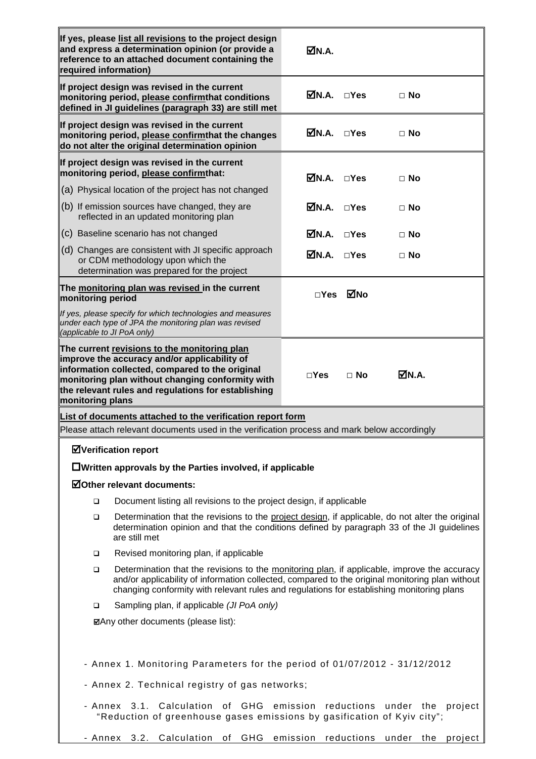| | |
|---|---|
| **If yes, please list all revisions to the project design and express a determination opinion (or provide a reference to an attached document containing the required information)** | ☑**N.A.** |
| **If project design was revised in the current monitoring period, please confirmthat conditions defined in JI guidelines (paragraph 33) are still met** | ☑**N.A.** □**Yes** □ **No** |
| **If project design was revised in the current monitoring period, please confirmthat the changes do not alter the original determination opinion** | ☑**N.A.** □**Yes** □ **No** |
| **If project design was revised in the current monitoring period, please confirmthat:** (a) Physical location of the project has not changed | ☑**N.A.** □**Yes** □ **No** |
| (b) If emission sources have changed, they are reflected in an updated monitoring plan | ☑**N.A.** □**Yes** □ **No** |
| (c) Baseline scenario has not changed | ☑**N.A.** □**Yes** □ **No** |
| (d) Changes are consistent with JI specific approach or CDM methodology upon which the determination was prepared for the project | ☑**N.A.** □**Yes** □ **No** |
| **The monitoring plan was revised in the current monitoring period** *If yes, please specify for which technologies and measures under each type of JPA the monitoring plan was revised (applicable to JI PoA only)* | □**Yes** ☑**No** |
| **The current revisions to the monitoring plan improve the accuracy and/or applicability of information collected, compared to the original monitoring plan without changing conformity with the relevant rules and regulations for establishing monitoring plans** | □**Yes** □ **No** ☑**N.A.** |

**List of documents attached to the verification report form**

Please attach relevant documents used in the verification process and mark below accordingly

☑**Verification report**

☐**Written approvals by the Parties involved, if applicable**

☑**Other relevant documents:**

- ❑ Document listing all revisions to the project design, if applicable
- ❑ Determination that the revisions to the project design, if applicable, do not alter the original determination opinion and that the conditions defined by paragraph 33 of the JI guidelines are still met
- ❑ Revised monitoring plan, if applicable
- ❑ Determination that the revisions to the monitoring plan, if applicable, improve the accuracy and/or applicability of information collected, compared to the original monitoring plan without changing conformity with relevant rules and regulations for establishing monitoring plans
- ❑ Sampling plan, if applicable *(JI PoA only)*

☑Any other documents (please list):

- Annex 1. Monitoring Parameters for the period of 01/07/2012 - 31/12/2012
- Annex 2. Technical registry of gas networks;
- Annex 3.1. Calculation of GHG emission reductions under the project "Reduction of greenhouse gases emissions by gasification of Kyiv city";
- Annex 3.2. Calculation of GHG emission reductions under the project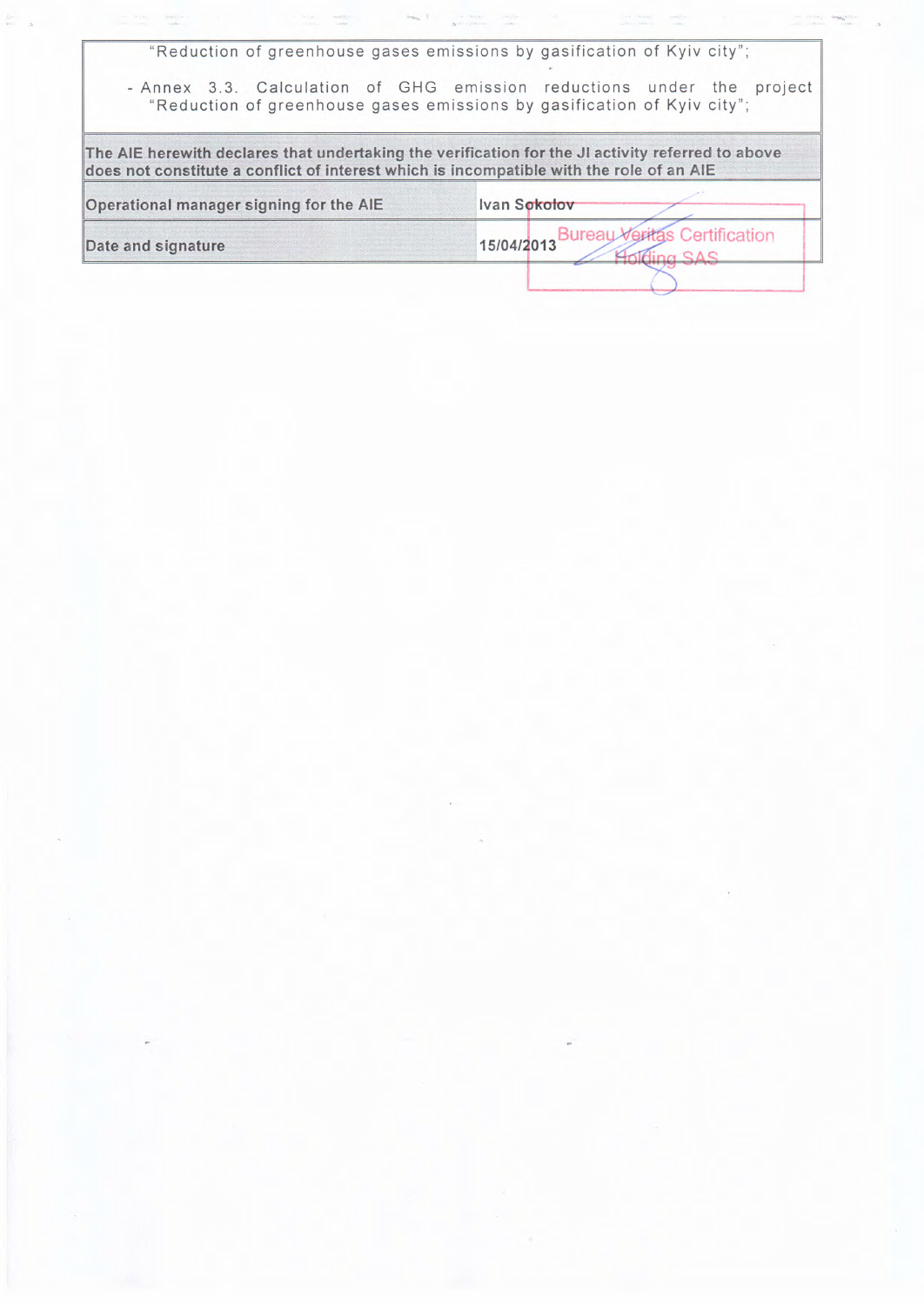"Reduction of greenhouse gases emissions by gasification of Kyiv city";

- Annex 3.3. Calculation of GHG emission reductions under the project "Reduction of greenhouse gases emissions by gasification of Kyiv city";

| | |
|---|---|
| **The AIE herewith declares that undertaking the verification for the JI activity referred to above does not constitute a conflict of interest which is incompatible with the role of an AIE** | |
| **Operational manager signing for the AIE** | **Ivan Sokolov** |
| **Date and signature** | **15/04/2013** Bureau Veritas Certification Holding SAS |